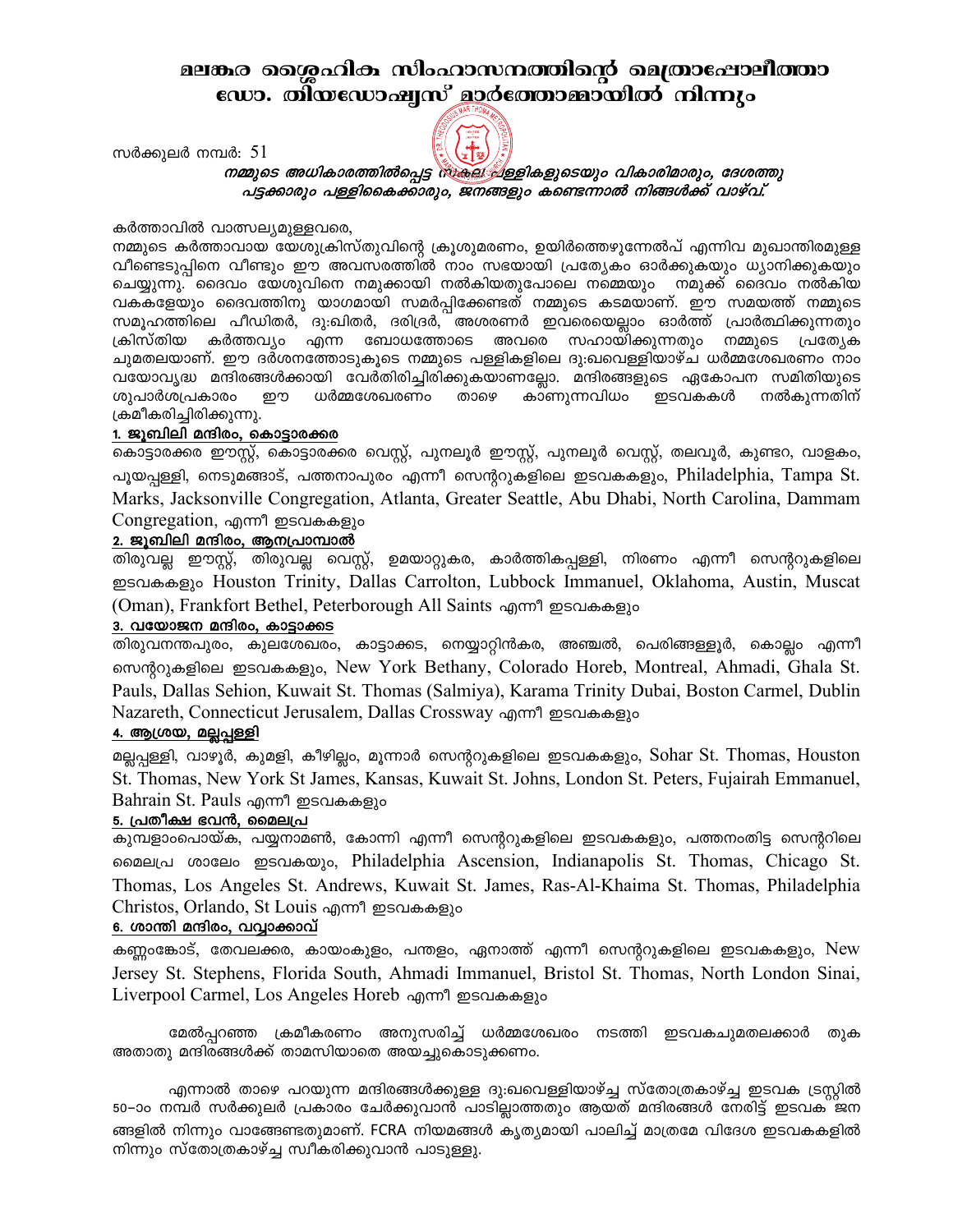# മലങ്കര ശ്ലൈഹിക സിംഹാസനത്തിന്റെ മെത്രാപ്പോലീത്താ ഡോ. തിയഡോഷ്യസ് മാർത്തോമ്മായിൽ നിന്നും

സർക്കുലർ നമ്പർ: 51

***നമ്മുടെ അധികാരത്തിൽപ്പെട്ട സകല പള്ളികളുടെയും വികാരിമാരും, ദേശത്തു പട്ടക്കാരും പള്ളികൈക്കാരും, ജനങ്ങളും കണ്ടെന്നാൽ നിങ്ങൾക്ക് വാഴ്വ്.***

കർത്താവിൽ വാത്സല്യമുള്ളവരെ,

നമ്മുടെ കർത്താവായ യേശുക്രിസ്തുവിന്റെ ക്രൂശുമരണം, ഉയിർത്തെഴുന്നേൽപ് എന്നിവ മുഖാന്തിരമുള്ള വീണ്ടെടുപ്പിനെ വീണ്ടും ഈ അവസരത്തിൽ നാം സഭയായി പ്രത്യേകം ഓർക്കുകയും ധ്യാനിക്കുകയും ചെയ്യുന്നു. ദൈവം യേശുവിനെ നമുക്കായി നൽകിയതുപോലെ നമ്മെയും നമുക്ക് ദൈവം നൽകിയ വകകളേയും ദൈവത്തിനു യാഗമായി സമർപ്പിക്കേണ്ടത് നമ്മുടെ കടമയാണ്. ഈ സമയത്ത് നമ്മുടെ സമൂഹത്തിലെ പീഡിതർ, ദു:ഖിതർ, ദരിദ്രർ, അശരണർ ഇവരെയെല്ലാം ഓർത്ത് പ്രാർത്ഥിക്കുന്നതും ക്രിസ്തിയ കർത്തവ്യം എന്ന ബോധത്തോടെ അവരെ സഹായിക്കുന്നതും നമ്മുടെ പ്രത്യേക ചുമതലയാണ്. ഈ ദർശനത്തോടുകൂടെ നമ്മുടെ പള്ളികളിലെ ദു:ഖവെള്ളിയാഴ്ച ധർമ്മശേഖരണം നാം വയോവൃദ്ധ മന്ദിരങ്ങൾക്കായി വേർതിരിച്ചിരിക്കുകയാണല്ലോ. മന്ദിരങ്ങളുടെ ഏകോപന സമിതിയുടെ ശുപാർശപ്രകാരം ഈ ധർമ്മശേഖരണം താഴെ കാണുന്നവിധം ഇടവകകൾ നൽകുന്നതിന് ക്രമീകരിച്ചിരിക്കുന്നു.

**1. ജൂബിലി മന്ദിരം, കൊട്ടാരക്കര**

കൊട്ടാരക്കര ഈസ്റ്റ്, കൊട്ടാരക്കര വെസ്റ്റ്, പുനലൂർ ഈസ്റ്റ്, പുനലൂർ വെസ്റ്റ്, തലവൂർ, കുണ്ടറ, വാളകം, പൂയപ്പള്ളി, നെടുമങ്ങാട്, പത്തനാപുരം എന്നീ സെന്ററുകളിലെ ഇടവകകളും, Philadelphia, Tampa St. Marks, Jacksonville Congregation, Atlanta, Greater Seattle, Abu Dhabi, North Carolina, Dammam Congregation, എന്നീ ഇടവകകളും

**2. ജൂബിലി മന്ദിരം, ആനപ്രാമ്പാൽ**

തിരുവല്ല ഈസ്റ്റ്, തിരുവല്ല വെസ്റ്റ്, ഉമയാറ്റുകര, കാർത്തികപ്പള്ളി, നിരണം എന്നീ സെന്ററുകളിലെ ഇടവകകളും Houston Trinity, Dallas Carrolton, Lubbock Immanuel, Oklahoma, Austin, Muscat (Oman), Frankfort Bethel, Peterborough All Saints എന്നീ ഇടവകകളും

**3. വയോജന മന്ദിരം, കാട്ടാക്കട**

തിരുവനന്തപുരം, കുലശേഖരം, കാട്ടാക്കട, നെയ്യാറ്റിൻകര, അഞ്ചൽ, പെരിങ്ങളൂർ, കൊല്ലം എന്നീ സെന്ററുകളിലെ ഇടവകകളും, New York Bethany, Colorado Horeb, Montreal, Ahmadi, Ghala St. Pauls, Dallas Sehion, Kuwait St. Thomas (Salmiya), Karama Trinity Dubai, Boston Carmel, Dublin Nazareth, Connecticut Jerusalem, Dallas Crossway എന്നീ ഇടവകകളും

**4. ആശ്രയ, മല്ലപ്പള്ളി**

മല്ലപ്പള്ളി, വാഴൂർ, കുമളി, കീഴില്ലം, മൂന്നാർ സെന്ററുകളിലെ ഇടവകകളും, Sohar St. Thomas, Houston St. Thomas, New York St James, Kansas, Kuwait St. Johns, London St. Peters, Fujairah Emmanuel, Bahrain St. Pauls എന്നീ ഇടവകകളും

**5. പ്രതീക്ഷ ഭവൻ, മൈലപ്ര**

കുമ്പളാംപൊയ്ക, പയ്യനാമൺ, കോന്നി എന്നീ സെന്ററുകളിലെ ഇടവകകളും, പത്തനംതിട്ട സെന്ററിലെ മൈലപ്ര ശാലേം ഇടവകയും, Philadelphia Ascension, Indianapolis St. Thomas, Chicago St. Thomas, Los Angeles St. Andrews, Kuwait St. James, Ras-Al-Khaima St. Thomas, Philadelphia Christos, Orlando, St Louis എന്നീ ഇടവകകളും

**6. ശാന്തി മന്ദിരം, വവ്വാക്കാവ്**

കണ്ണംങ്കോട്, തേവലക്കര, കായംകുളം, പന്തളം, ഏനാത്ത് എന്നീ സെന്ററുകളിലെ ഇടവകകളും, New Jersey St. Stephens, Florida South, Ahmadi Immanuel, Bristol St. Thomas, North London Sinai, Liverpool Carmel, Los Angeles Horeb എന്നീ ഇടവകകളും

മേൽപ്പറഞ്ഞ ക്രമീകരണം അനുസരിച്ച് ധർമ്മശേഖരം നടത്തി ഇടവകചുമതലക്കാർ തുക അതാതു മന്ദിരങ്ങൾക്ക് താമസിയാതെ അയച്ചുകൊടുക്കണം.

എന്നാൽ താഴെ പറയുന്ന മന്ദിരങ്ങൾക്കുള്ള ദു:ഖവെള്ളിയാഴ്ച്ച സ്തോത്രകാഴ്ച്ച ഇടവക ട്രസ്റ്റിൽ 50–ാം നമ്പർ സർക്കുലർ പ്രകാരം ചേർക്കുവാൻ പാടില്ലാത്തതും ആയത് മന്ദിരങ്ങൾ നേരിട്ട് ഇടവക ജനങ്ങളിൽ നിന്നും വാങ്ങേണ്ടതുമാണ്. FCRA നിയമങ്ങൾ കൃത്യമായി പാലിച്ച് മാത്രമേ വിദേശ ഇടവകകളിൽ നിന്നും സ്തോത്രകാഴ്ച്ച സ്വീകരിക്കുവാൻ പാടുള്ളു.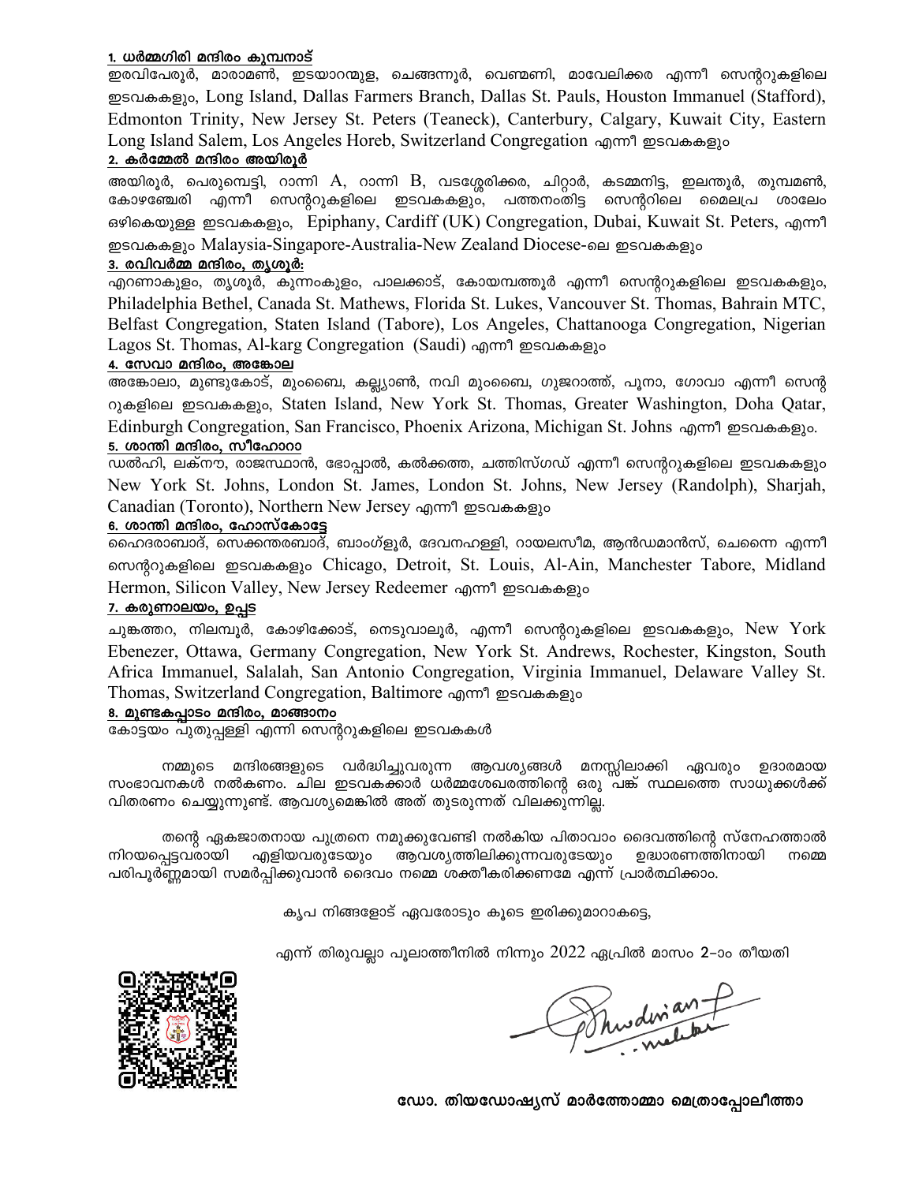**1. ധർമ്മഗിരി മന്ദിരം കുമ്പനാട്**

ഇരവിപേരൂർ, മാരാമൺ, ഇടയാറന്മുള, ചെങ്ങന്നൂർ, വെണ്മണി, മാവേലിക്കര എന്നീ സെന്ററുകളിലെ ഇടവകകളും, Long Island, Dallas Farmers Branch, Dallas St. Pauls, Houston Immanuel (Stafford), Edmonton Trinity, New Jersey St. Peters (Teaneck), Canterbury, Calgary, Kuwait City, Eastern Long Island Salem, Los Angeles Horeb, Switzerland Congregation എന്നീ ഇടവകകളും

**2. കർമ്മേൽ മന്ദിരം അയിരൂർ**

അയിരൂർ, പെരുമ്പെട്ടി, റാന്നി A, റാന്നി B, വടശ്ശേരിക്കര, ചിറ്റാർ, കടമ്മനിട്ട, ഇലന്തൂർ, തുമ്പമൺ, കോഴഞ്ചേരി എന്നീ സെന്ററുകളിലെ ഇടവകകളും, പത്തനംതിട്ട സെന്ററിലെ മൈലപ്ര ശാലേം ഒഴികെയുള്ള ഇടവകകളും, Epiphany, Cardiff (UK) Congregation, Dubai, Kuwait St. Peters, എന്നീ ഇടവകകളും Malaysia-Singapore-Australia-New Zealand Diocese-ലെ ഇടവകകളും

**3. രവിവർമ്മ മന്ദിരം, തൃശൂർ:**

എറണാകുളം, തൃശൂർ, കുന്നംകുളം, പാലക്കാട്, കോയമ്പത്തൂർ എന്നീ സെന്ററുകളിലെ ഇടവകകളും, Philadelphia Bethel, Canada St. Mathews, Florida St. Lukes, Vancouver St. Thomas, Bahrain MTC, Belfast Congregation, Staten Island (Tabore), Los Angeles, Chattanooga Congregation, Nigerian Lagos St. Thomas, Al-karg Congregation (Saudi) എന്നീ ഇടവകകളും

**4. സേവാ മന്ദിരം, അങ്കോല**

അങ്കോലാ, മുണ്ടുകോട്, മുംബൈ, കല്ല്യാൺ, നവി മുംബൈ, ഗുജറാത്ത്, പൂനാ, ഗോവാ എന്നീ സെന്ററുകളിലെ ഇടവകകളും, Staten Island, New York St. Thomas, Greater Washington, Doha Qatar, Edinburgh Congregation, San Francisco, Phoenix Arizona, Michigan St. Johns എന്നീ ഇടവകകളും.

**5. ശാന്തി മന്ദിരം, സീഹോറാ**

ഡൽഹി, ലക്നൗ, രാജസ്ഥാൻ, ഭോപ്പാൽ, കൽക്കത്ത, ചത്തിസ്ഗഡ് എന്നീ സെന്ററുകളിലെ ഇടവകകളും New York St. Johns, London St. James, London St. Johns, New Jersey (Randolph), Sharjah, Canadian (Toronto), Northern New Jersey എന്നീ ഇടവകകളും

**6. ശാന്തി മന്ദിരം, ഹോസ്കോട്ടേ**

ഹൈദരാബാദ്, സെക്കന്തരബാദ്, ബാംഗ്ളൂർ, ദേവനഹള്ളി, റായലസീമ, ആൻഡമാൻസ്, ചെന്നൈ എന്നീ സെന്ററുകളിലെ ഇടവകകളും Chicago, Detroit, St. Louis, Al-Ain, Manchester Tabore, Midland Hermon, Silicon Valley, New Jersey Redeemer എന്നീ ഇടവകകളും

**7. കരുണാലയം, ഉപ്പട**

ചുങ്കത്തറ, നിലമ്പൂർ, കോഴിക്കോട്, നെടുവാലൂർ, എന്നീ സെന്ററുകളിലെ ഇടവകകളും, New York Ebenezer, Ottawa, Germany Congregation, New York St. Andrews, Rochester, Kingston, South Africa Immanuel, Salalah, San Antonio Congregation, Virginia Immanuel, Delaware Valley St. Thomas, Switzerland Congregation, Baltimore എന്നീ ഇടവകകളും

**8. മുണ്ടകപ്പാടം മന്ദിരം, മാങ്ങാനം**

കോട്ടയം പുതുപ്പള്ളി എന്നീ സെന്ററുകളിലെ ഇടവകകൾ

നമ്മുടെ മന്ദിരങ്ങളുടെ വർദ്ധിച്ചുവരുന്ന ആവശ്യങ്ങൾ മനസ്സിലാക്കി ഏവരും ഉദാരമായ സംഭാവനകൾ നൽകണം. ചില ഇടവകക്കാർ ധർമ്മശേഖരത്തിന്റെ ഒരു പങ്ക് സ്ഥലത്തെ സാധുക്കൾക്ക് വിതരണം ചെയ്യുന്നുണ്ട്. ആവശ്യമെങ്കിൽ അത് തുടരുന്നത് വിലക്കുന്നില്ല.

തന്റെ ഏകജാതനായ പുത്രനെ നമുക്കുവേണ്ടി നൽകിയ പിതാവാം ദൈവത്തിന്റെ സ്നേഹത്താൽ നിറയപ്പെട്ടവരായി എളിയവരുടേയും ആവശ്യത്തിലിക്കുന്നവരുടേയും ഉദ്ധാരണത്തിനായി നമ്മെ പരിപൂർണ്ണമായി സമർപ്പിക്കുവാൻ ദൈവം നമ്മെ ശക്തീകരിക്കണമേ എന്ന് പ്രാർത്ഥിക്കാം.

കൃപ നിങ്ങളോട് ഏവരോടും കൂടെ ഇരിക്കുമാറാകട്ടെ,

എന്ന് തിരുവല്ലാ പൂലാത്തീനിൽ നിന്നും 2022 ഏപ്രിൽ മാസം 2-ാം തീയതി

ഡോ. തിയഡോഷ്യസ് മാർത്തോമ്മാ മെത്രാപ്പോലീത്താ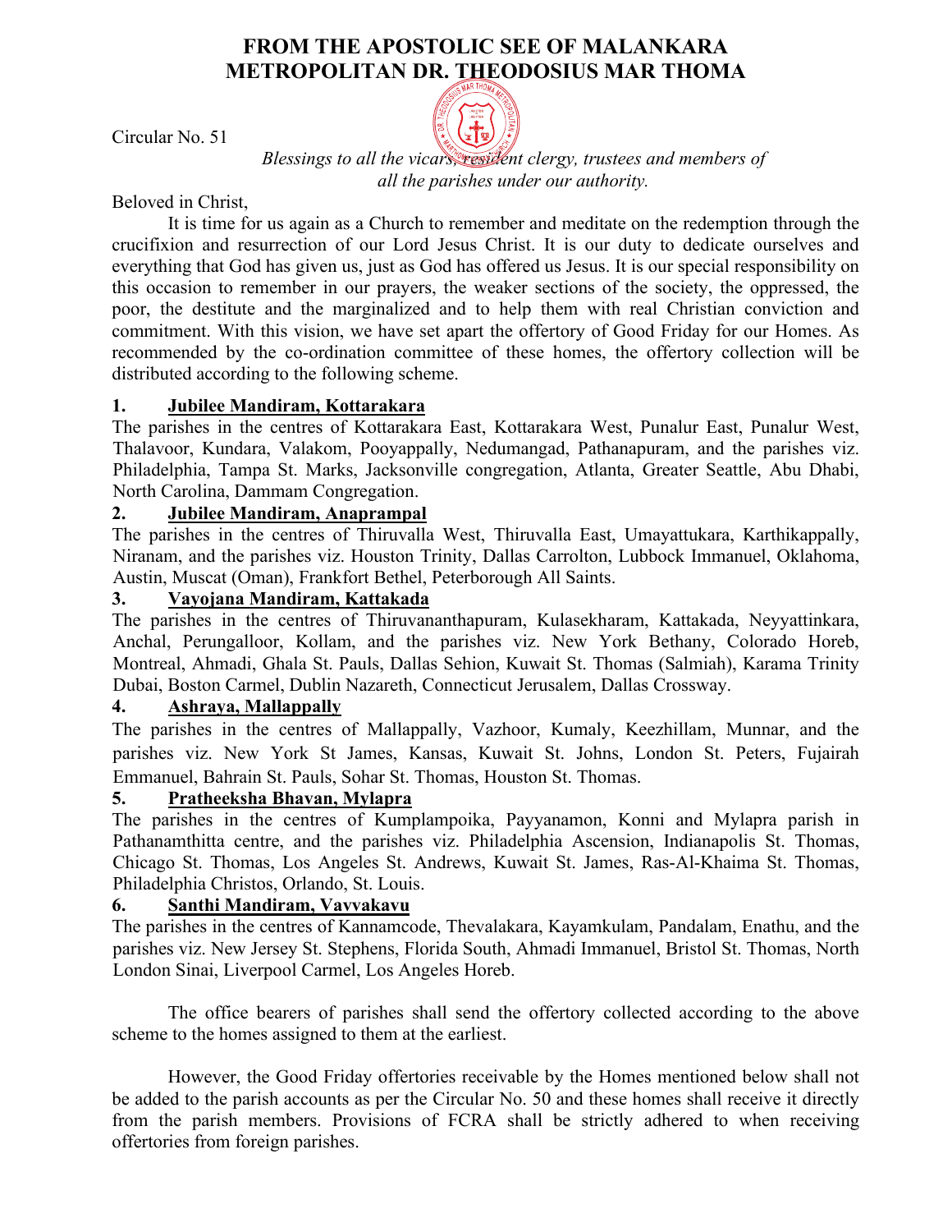# FROM THE APOSTOLIC SEE OF MALANKARA METROPOLITAN DR. THEODOSIUS MAR THOMA

Circular No. 51

*Blessings to all the vicars, resident clergy, trustees and members of all the parishes under our authority.*

Beloved in Christ,

It is time for us again as a Church to remember and meditate on the redemption through the crucifixion and resurrection of our Lord Jesus Christ. It is our duty to dedicate ourselves and everything that God has given us, just as God has offered us Jesus. It is our special responsibility on this occasion to remember in our prayers, the weaker sections of the society, the oppressed, the poor, the destitute and the marginalized and to help them with real Christian conviction and commitment. With this vision, we have set apart the offertory of Good Friday for our Homes. As recommended by the co-ordination committee of these homes, the offertory collection will be distributed according to the following scheme.

**1. Jubilee Mandiram, Kottarakara**

The parishes in the centres of Kottarakara East, Kottarakara West, Punalur East, Punalur West, Thalavoor, Kundara, Valakom, Pooyappally, Nedumangad, Pathanapuram, and the parishes viz. Philadelphia, Tampa St. Marks, Jacksonville congregation, Atlanta, Greater Seattle, Abu Dhabi, North Carolina, Dammam Congregation.

**2. Jubilee Mandiram, Anaprampal**

The parishes in the centres of Thiruvalla West, Thiruvalla East, Umayattukara, Karthikappally, Niranam, and the parishes viz. Houston Trinity, Dallas Carrolton, Lubbock Immanuel, Oklahoma, Austin, Muscat (Oman), Frankfort Bethel, Peterborough All Saints.

**3. Vayojana Mandiram, Kattakada**

The parishes in the centres of Thiruvananthapuram, Kulasekharam, Kattakada, Neyyattinkara, Anchal, Perungalloor, Kollam, and the parishes viz. New York Bethany, Colorado Horeb, Montreal, Ahmadi, Ghala St. Pauls, Dallas Sehion, Kuwait St. Thomas (Salmiah), Karama Trinity Dubai, Boston Carmel, Dublin Nazareth, Connecticut Jerusalem, Dallas Crossway.

**4. Ashraya, Mallappally**

The parishes in the centres of Mallappally, Vazhoor, Kumaly, Keezhillam, Munnar, and the parishes viz. New York St James, Kansas, Kuwait St. Johns, London St. Peters, Fujairah Emmanuel, Bahrain St. Pauls, Sohar St. Thomas, Houston St. Thomas.

**5. Pratheeksha Bhavan, Mylapra**

The parishes in the centres of Kumplampoika, Payyanamon, Konni and Mylapra parish in Pathanamthitta centre, and the parishes viz. Philadelphia Ascension, Indianapolis St. Thomas, Chicago St. Thomas, Los Angeles St. Andrews, Kuwait St. James, Ras-Al-Khaima St. Thomas, Philadelphia Christos, Orlando, St. Louis.

**6. Santhi Mandiram, Vavvakavu**

The parishes in the centres of Kannamcode, Thevalakara, Kayamkulam, Pandalam, Enathu, and the parishes viz. New Jersey St. Stephens, Florida South, Ahmadi Immanuel, Bristol St. Thomas, North London Sinai, Liverpool Carmel, Los Angeles Horeb.

The office bearers of parishes shall send the offertory collected according to the above scheme to the homes assigned to them at the earliest.

However, the Good Friday offertories receivable by the Homes mentioned below shall not be added to the parish accounts as per the Circular No. 50 and these homes shall receive it directly from the parish members. Provisions of FCRA shall be strictly adhered to when receiving offertories from foreign parishes.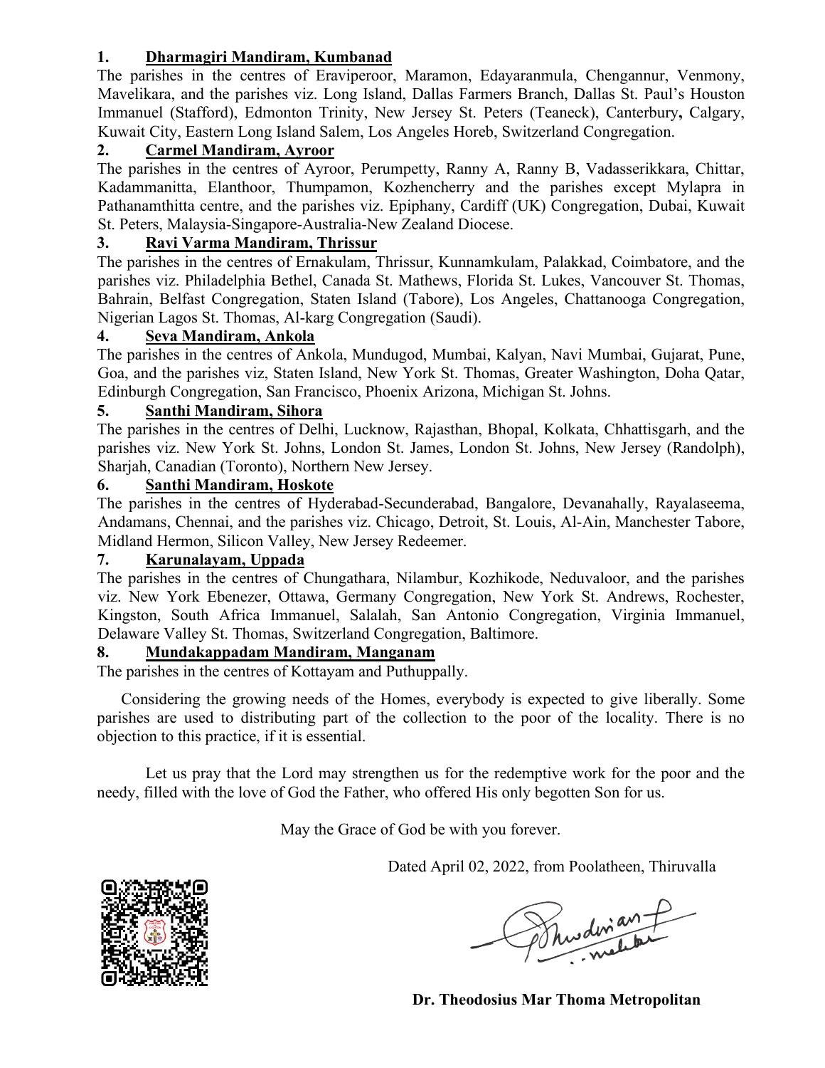1. **Dharmagiri Mandiram, Kumbanad**

The parishes in the centres of Eraviperoor, Maramon, Edayaranmula, Chengannur, Venmony, Mavelikara, and the parishes viz. Long Island, Dallas Farmers Branch, Dallas St. Paul's Houston Immanuel (Stafford), Edmonton Trinity, New Jersey St. Peters (Teaneck), Canterbury**,** Calgary, Kuwait City, Eastern Long Island Salem, Los Angeles Horeb, Switzerland Congregation.

2. **Carmel Mandiram, Ayroor**

The parishes in the centres of Ayroor, Perumpetty, Ranny A, Ranny B, Vadasserikkara, Chittar, Kadammanitta, Elanthoor, Thumpamon, Kozhencherry and the parishes except Mylapra in Pathanamthitta centre, and the parishes viz. Epiphany, Cardiff (UK) Congregation, Dubai, Kuwait St. Peters, Malaysia-Singapore-Australia-New Zealand Diocese.

3. **Ravi Varma Mandiram, Thrissur**

The parishes in the centres of Ernakulam, Thrissur, Kunnamkulam, Palakkad, Coimbatore, and the parishes viz. Philadelphia Bethel, Canada St. Mathews, Florida St. Lukes, Vancouver St. Thomas, Bahrain, Belfast Congregation, Staten Island (Tabore), Los Angeles, Chattanooga Congregation, Nigerian Lagos St. Thomas, Al-karg Congregation (Saudi).

4. **Seva Mandiram, Ankola**

The parishes in the centres of Ankola, Mundugod, Mumbai, Kalyan, Navi Mumbai, Gujarat, Pune, Goa, and the parishes viz, Staten Island, New York St. Thomas, Greater Washington, Doha Qatar, Edinburgh Congregation, San Francisco, Phoenix Arizona, Michigan St. Johns.

5. **Santhi Mandiram, Sihora**

The parishes in the centres of Delhi, Lucknow, Rajasthan, Bhopal, Kolkata, Chhattisgarh, and the parishes viz. New York St. Johns, London St. James, London St. Johns, New Jersey (Randolph), Sharjah, Canadian (Toronto), Northern New Jersey.

6. **Santhi Mandiram, Hoskote**

The parishes in the centres of Hyderabad-Secunderabad, Bangalore, Devanahally, Rayalaseema, Andamans, Chennai, and the parishes viz. Chicago, Detroit, St. Louis, Al-Ain, Manchester Tabore, Midland Hermon, Silicon Valley, New Jersey Redeemer.

7. **Karunalayam, Uppada**

The parishes in the centres of Chungathara, Nilambur, Kozhikode, Neduvaloor, and the parishes viz. New York Ebenezer, Ottawa, Germany Congregation, New York St. Andrews, Rochester, Kingston, South Africa Immanuel, Salalah, San Antonio Congregation, Virginia Immanuel, Delaware Valley St. Thomas, Switzerland Congregation, Baltimore.

8. **Mundakappadam Mandiram, Manganam**

The parishes in the centres of Kottayam and Puthuppally.

Considering the growing needs of the Homes, everybody is expected to give liberally. Some parishes are used to distributing part of the collection to the poor of the locality. There is no objection to this practice, if it is essential.

Let us pray that the Lord may strengthen us for the redemptive work for the poor and the needy, filled with the love of God the Father, who offered His only begotten Son for us.

May the Grace of God be with you forever.

Dated April 02, 2022, from Poolatheen, Thiruvalla

**Dr. Theodosius Mar Thoma Metropolitan**